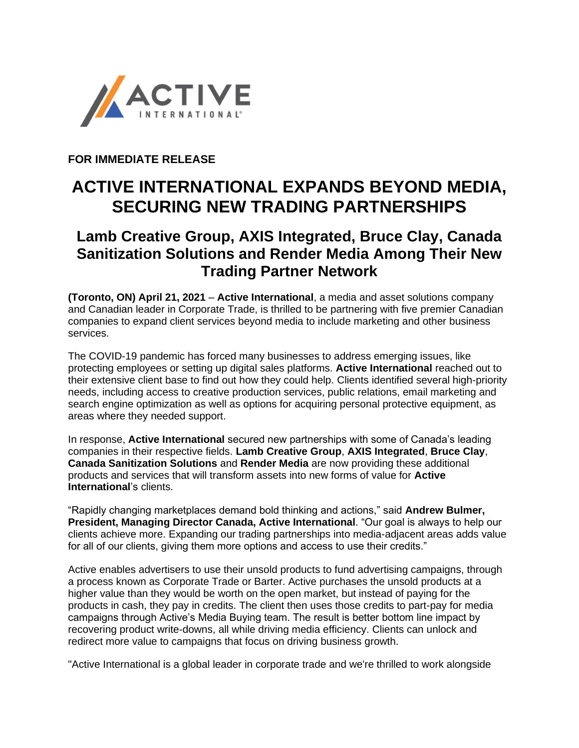**FOR IMMEDIATE RELEASE**

# ACTIVE INTERNATIONAL EXPANDS BEYOND MEDIA, SECURING NEW TRADING PARTNERSHIPS

## Lamb Creative Group, AXIS Integrated, Bruce Clay, Canada Sanitization Solutions and Render Media Among Their New Trading Partner Network

**(Toronto, ON) April 21, 2021** – **Active International**, a media and asset solutions company and Canadian leader in Corporate Trade, is thrilled to be partnering with five premier Canadian companies to expand client services beyond media to include marketing and other business services.

The COVID-19 pandemic has forced many businesses to address emerging issues, like protecting employees or setting up digital sales platforms. **Active International** reached out to their extensive client base to find out how they could help. Clients identified several high-priority needs, including access to creative production services, public relations, email marketing and search engine optimization as well as options for acquiring personal protective equipment, as areas where they needed support.

In response, **Active International** secured new partnerships with some of Canada's leading companies in their respective fields. **Lamb Creative Group**, **AXIS Integrated**, **Bruce Clay**, **Canada Sanitization Solutions** and **Render Media** are now providing these additional products and services that will transform assets into new forms of value for **Active International**'s clients.

"Rapidly changing marketplaces demand bold thinking and actions," said **Andrew Bulmer, President, Managing Director Canada, Active International**. "Our goal is always to help our clients achieve more. Expanding our trading partnerships into media-adjacent areas adds value for all of our clients, giving them more options and access to use their credits."

Active enables advertisers to use their unsold products to fund advertising campaigns, through a process known as Corporate Trade or Barter. Active purchases the unsold products at a higher value than they would be worth on the open market, but instead of paying for the products in cash, they pay in credits. The client then uses those credits to part-pay for media campaigns through Active's Media Buying team. The result is better bottom line impact by recovering product write-downs, all while driving media efficiency. Clients can unlock and redirect more value to campaigns that focus on driving business growth.

"Active International is a global leader in corporate trade and we're thrilled to work alongside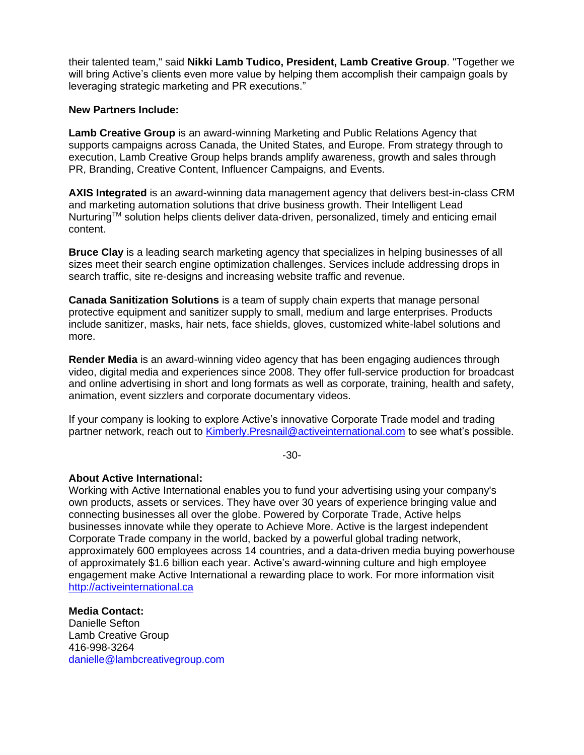their talented team," said **Nikki Lamb Tudico, President, Lamb Creative Group**. "Together we will bring Active's clients even more value by helping them accomplish their campaign goals by leveraging strategic marketing and PR executions."

**New Partners Include:**

**Lamb Creative Group** is an award-winning Marketing and Public Relations Agency that supports campaigns across Canada, the United States, and Europe. From strategy through to execution, Lamb Creative Group helps brands amplify awareness, growth and sales through PR, Branding, Creative Content, Influencer Campaigns, and Events.

**AXIS Integrated** is an award-winning data management agency that delivers best-in-class CRM and marketing automation solutions that drive business growth. Their Intelligent Lead Nurturing™ solution helps clients deliver data-driven, personalized, timely and enticing email content.

**Bruce Clay** is a leading search marketing agency that specializes in helping businesses of all sizes meet their search engine optimization challenges. Services include addressing drops in search traffic, site re-designs and increasing website traffic and revenue.

**Canada Sanitization Solutions** is a team of supply chain experts that manage personal protective equipment and sanitizer supply to small, medium and large enterprises. Products include sanitizer, masks, hair nets, face shields, gloves, customized white-label solutions and more.

**Render Media** is an award-winning video agency that has been engaging audiences through video, digital media and experiences since 2008. They offer full-service production for broadcast and online advertising in short and long formats as well as corporate, training, health and safety, animation, event sizzlers and corporate documentary videos.

If your company is looking to explore Active's innovative Corporate Trade model and trading partner network, reach out to Kimberly.Presnail@activeinternational.com to see what's possible.

-30-

**About Active International:**
Working with Active International enables you to fund your advertising using your company's own products, assets or services. They have over 30 years of experience bringing value and connecting businesses all over the globe. Powered by Corporate Trade, Active helps businesses innovate while they operate to Achieve More. Active is the largest independent Corporate Trade company in the world, backed by a powerful global trading network, approximately 600 employees across 14 countries, and a data-driven media buying powerhouse of approximately $1.6 billion each year. Active's award-winning culture and high employee engagement make Active International a rewarding place to work. For more information visit http://activeinternational.ca

**Media Contact:**
Danielle Sefton
Lamb Creative Group
416-998-3264
danielle@lambcreativegroup.com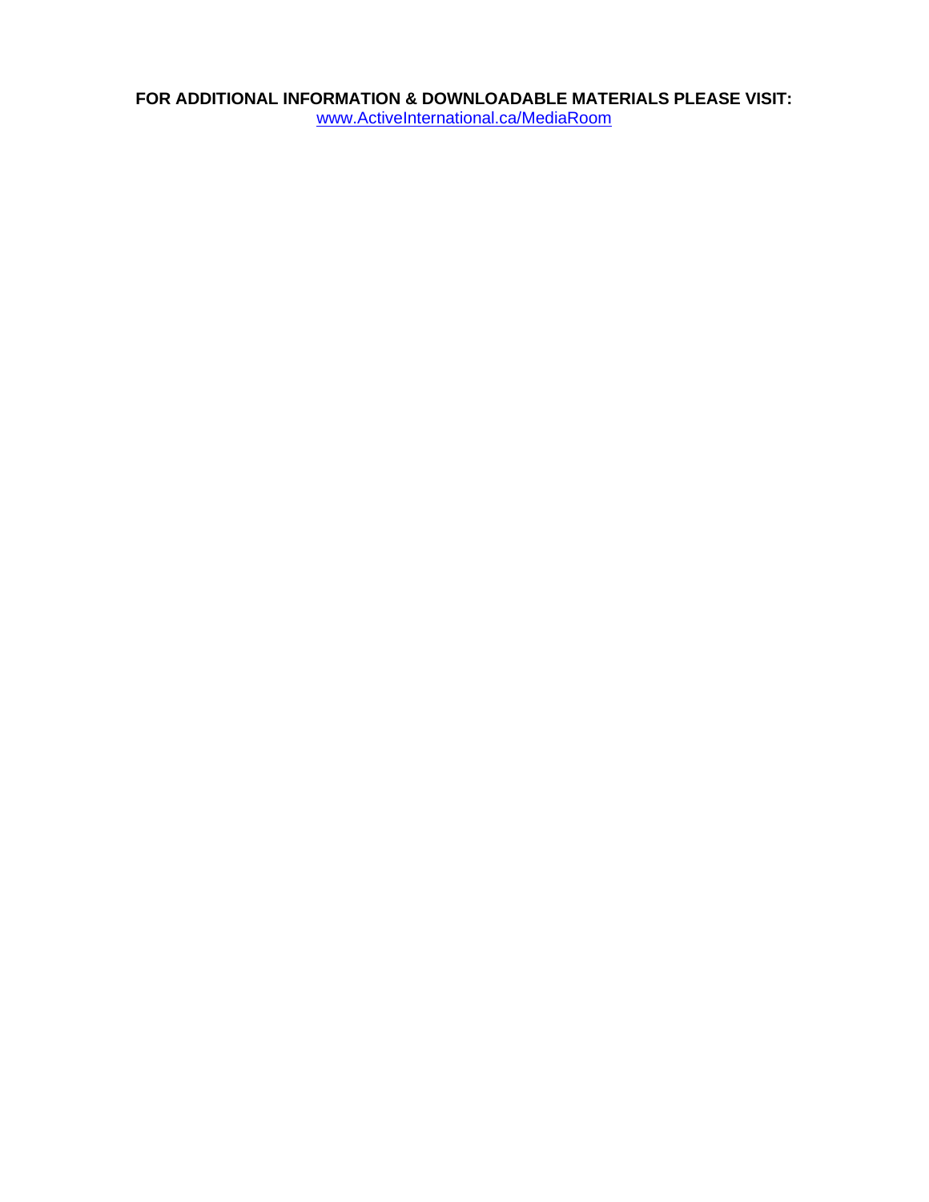**FOR ADDITIONAL INFORMATION & DOWNLOADABLE MATERIALS PLEASE VISIT:**

[www.ActiveInternational.ca/MediaRoom](http://www.ActiveInternational.ca/MediaRoom)